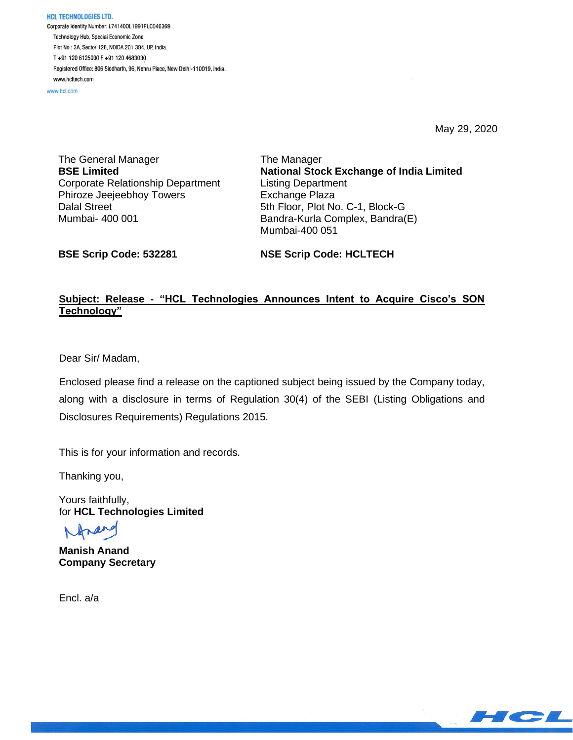**HCL TECHNOLOGIES LTD.**
Corporate Identity Number: L74140DL1991PLC046369
Technology Hub, Special Economic Zone
Plot No : 3A, Sector 126, NOIDA 201 304, UP, India.
T +91 120 6125000 F +91 120 4683030
Registered Office: 806 Siddharth, 96, Nehru Place, New Delhi-110019, India.
www.hcltech.com
www.hcl.com

May 29, 2020

The General Manager
**BSE Limited**
Corporate Relationship Department
Phiroze Jeejeebhoy Towers
Dalal Street
Mumbai- 400 001

**BSE Scrip Code: 532281**

The Manager
**National Stock Exchange of India Limited**
Listing Department
Exchange Plaza
5th Floor, Plot No. C-1, Block-G
Bandra-Kurla Complex, Bandra(E)
Mumbai-400 051

**NSE Scrip Code: HCLTECH**

**Subject: Release - "HCL Technologies Announces Intent to Acquire Cisco's SON Technology"**

Dear Sir/ Madam,

Enclosed please find a release on the captioned subject being issued by the Company today, along with a disclosure in terms of Regulation 30(4) of the SEBI (Listing Obligations and Disclosures Requirements) Regulations 2015.

This is for your information and records.

Thanking you,

Yours faithfully,
for **HCL Technologies Limited**

**Manish Anand**
**Company Secretary**

Encl. a/a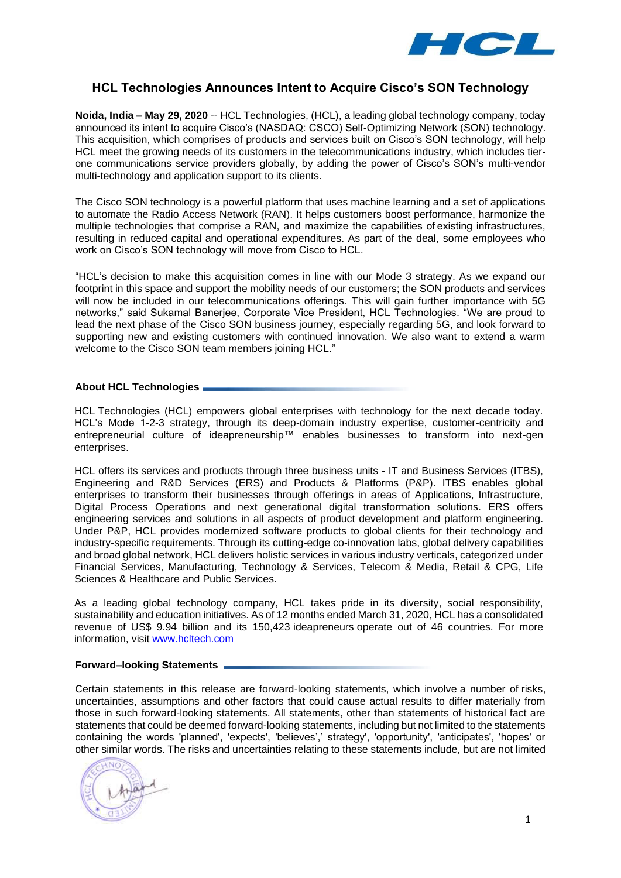# HCL Technologies Announces Intent to Acquire Cisco's SON Technology

**Noida, India – May 29, 2020** -- HCL Technologies, (HCL), a leading global technology company, today announced its intent to acquire Cisco's (NASDAQ: CSCO) Self-Optimizing Network (SON) technology. This acquisition, which comprises of products and services built on Cisco's SON technology, will help HCL meet the growing needs of its customers in the telecommunications industry, which includes tier-one communications service providers globally, by adding the power of Cisco's SON's multi-vendor multi-technology and application support to its clients.

The Cisco SON technology is a powerful platform that uses machine learning and a set of applications to automate the Radio Access Network (RAN). It helps customers boost performance, harmonize the multiple technologies that comprise a RAN, and maximize the capabilities of existing infrastructures, resulting in reduced capital and operational expenditures. As part of the deal, some employees who work on Cisco's SON technology will move from Cisco to HCL.

"HCL's decision to make this acquisition comes in line with our Mode 3 strategy. As we expand our footprint in this space and support the mobility needs of our customers; the SON products and services will now be included in our telecommunications offerings. This will gain further importance with 5G networks," said Sukamal Banerjee, Corporate Vice President, HCL Technologies. "We are proud to lead the next phase of the Cisco SON business journey, especially regarding 5G, and look forward to supporting new and existing customers with continued innovation. We also want to extend a warm welcome to the Cisco SON team members joining HCL."

## About HCL Technologies

HCL Technologies (HCL) empowers global enterprises with technology for the next decade today. HCL's Mode 1-2-3 strategy, through its deep-domain industry expertise, customer-centricity and entrepreneurial culture of ideapreneurship™ enables businesses to transform into next-gen enterprises.

HCL offers its services and products through three business units - IT and Business Services (ITBS), Engineering and R&D Services (ERS) and Products & Platforms (P&P). ITBS enables global enterprises to transform their businesses through offerings in areas of Applications, Infrastructure, Digital Process Operations and next generational digital transformation solutions. ERS offers engineering services and solutions in all aspects of product development and platform engineering. Under P&P, HCL provides modernized software products to global clients for their technology and industry-specific requirements. Through its cutting-edge co-innovation labs, global delivery capabilities and broad global network, HCL delivers holistic services in various industry verticals, categorized under Financial Services, Manufacturing, Technology & Services, Telecom & Media, Retail & CPG, Life Sciences & Healthcare and Public Services.

As a leading global technology company, HCL takes pride in its diversity, social responsibility, sustainability and education initiatives. As of 12 months ended March 31, 2020, HCL has a consolidated revenue of US$ 9.94 billion and its 150,423 ideapreneurs operate out of 46 countries. For more information, visit www.hcltech.com

## Forward–looking Statements

Certain statements in this release are forward-looking statements, which involve a number of risks, uncertainties, assumptions and other factors that could cause actual results to differ materially from those in such forward-looking statements. All statements, other than statements of historical fact are statements that could be deemed forward-looking statements, including but not limited to the statements containing the words 'planned', 'expects', 'believes',' strategy', 'opportunity', 'anticipates', 'hopes' or other similar words. The risks and uncertainties relating to these statements include, but are not limited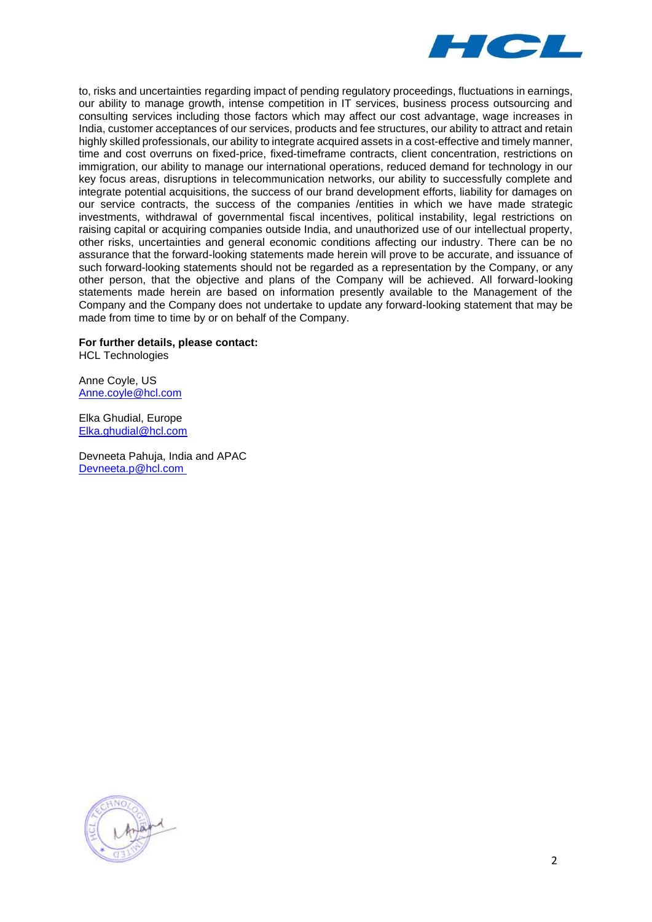to, risks and uncertainties regarding impact of pending regulatory proceedings, fluctuations in earnings, our ability to manage growth, intense competition in IT services, business process outsourcing and consulting services including those factors which may affect our cost advantage, wage increases in India, customer acceptances of our services, products and fee structures, our ability to attract and retain highly skilled professionals, our ability to integrate acquired assets in a cost-effective and timely manner, time and cost overruns on fixed-price, fixed-timeframe contracts, client concentration, restrictions on immigration, our ability to manage our international operations, reduced demand for technology in our key focus areas, disruptions in telecommunication networks, our ability to successfully complete and integrate potential acquisitions, the success of our brand development efforts, liability for damages on our service contracts, the success of the companies /entities in which we have made strategic investments, withdrawal of governmental fiscal incentives, political instability, legal restrictions on raising capital or acquiring companies outside India, and unauthorized use of our intellectual property, other risks, uncertainties and general economic conditions affecting our industry. There can be no assurance that the forward-looking statements made herein will prove to be accurate, and issuance of such forward-looking statements should not be regarded as a representation by the Company, or any other person, that the objective and plans of the Company will be achieved. All forward-looking statements made herein are based on information presently available to the Management of the Company and the Company does not undertake to update any forward-looking statement that may be made from time to time by or on behalf of the Company.

**For further details, please contact:**
HCL Technologies

Anne Coyle, US
Anne.coyle@hcl.com

Elka Ghudial, Europe
Elka.ghudial@hcl.com

Devneeta Pahuja, India and APAC
Devneeta.p@hcl.com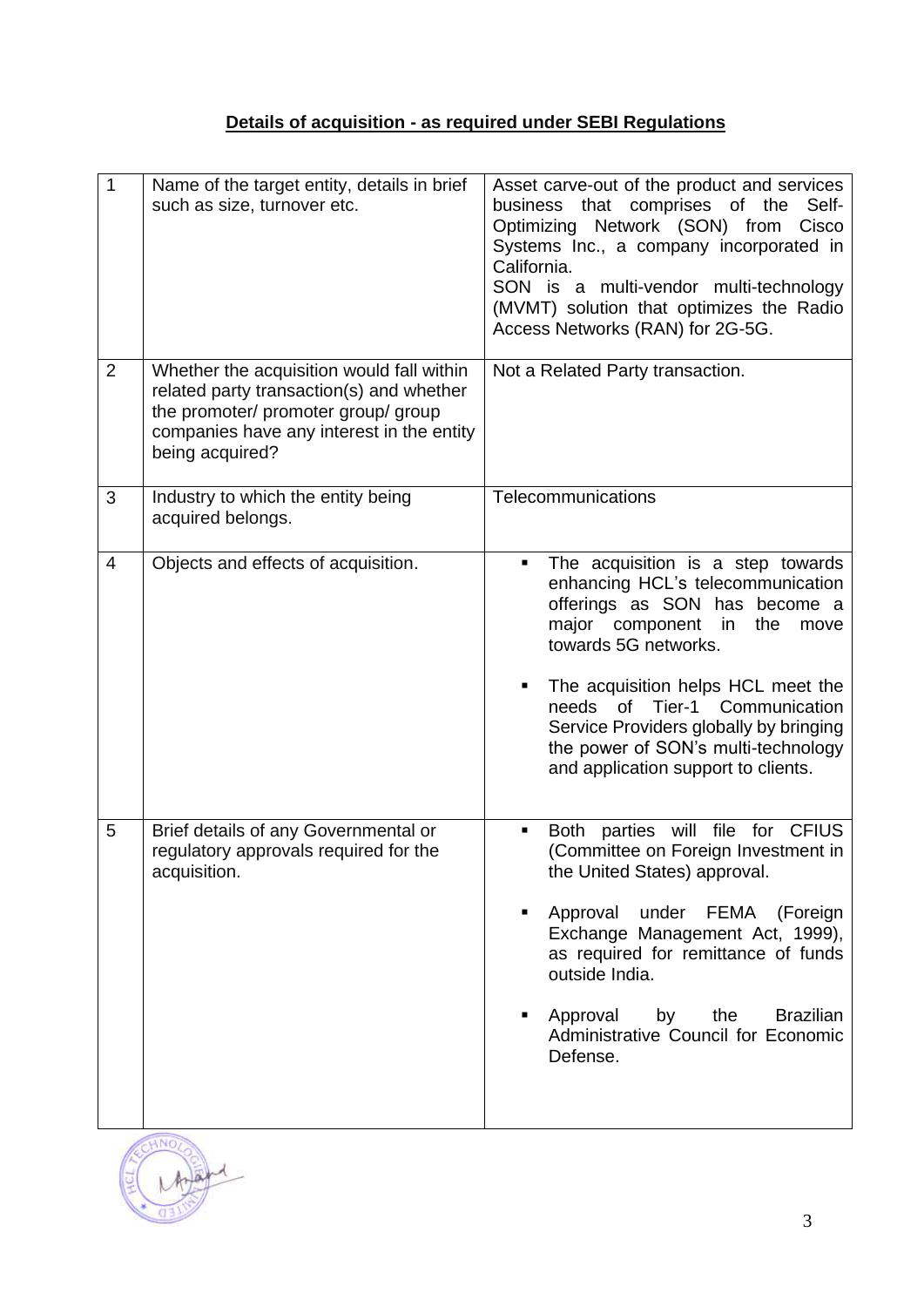**Details of acquisition - as required under SEBI Regulations**

| | | |
|---|---|---|
| 1 | Name of the target entity, details in brief such as size, turnover etc. | Asset carve-out of the product and services business that comprises of the Self-Optimizing Network (SON) from Cisco Systems Inc., a company incorporated in California.<br>SON is a multi-vendor multi-technology (MVMT) solution that optimizes the Radio Access Networks (RAN) for 2G-5G. |
| 2 | Whether the acquisition would fall within related party transaction(s) and whether the promoter/ promoter group/ group companies have any interest in the entity being acquired? | Not a Related Party transaction. |
| 3 | Industry to which the entity being acquired belongs. | Telecommunications |
| 4 | Objects and effects of acquisition. | ▪ The acquisition is a step towards enhancing HCL's telecommunication offerings as SON has become a major component in the move towards 5G networks.<br>▪ The acquisition helps HCL meet the needs of Tier-1 Communication Service Providers globally by bringing the power of SON's multi-technology and application support to clients. |
| 5 | Brief details of any Governmental or regulatory approvals required for the acquisition. | ▪ Both parties will file for CFIUS (Committee on Foreign Investment in the United States) approval.<br>▪ Approval under FEMA (Foreign Exchange Management Act, 1999), as required for remittance of funds outside India.<br>▪ Approval by the Brazilian Administrative Council for Economic Defense. |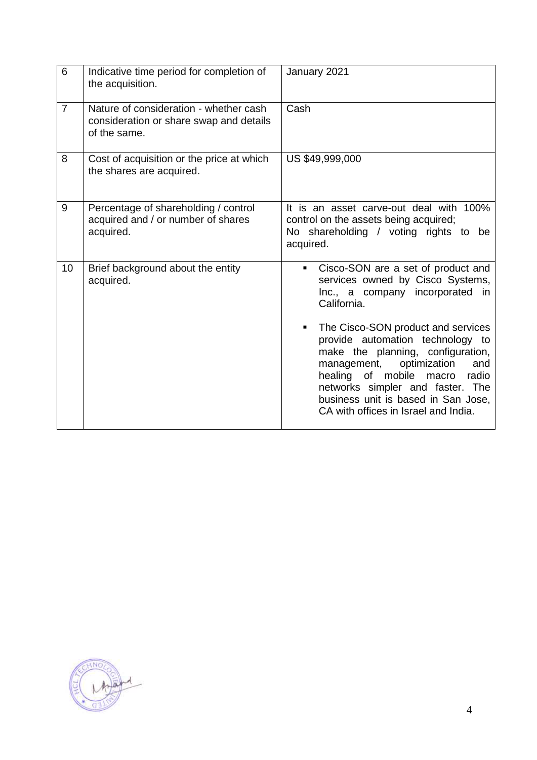| | | |
|---|---|---|
| 6 | Indicative time period for completion of the acquisition. | January 2021 |
| 7 | Nature of consideration - whether cash consideration or share swap and details of the same. | Cash |
| 8 | Cost of acquisition or the price at which the shares are acquired. | US $49,999,000 |
| 9 | Percentage of shareholding / control acquired and / or number of shares acquired. | It is an asset carve-out deal with 100% control on the assets being acquired; No shareholding / voting rights to be acquired. |
| 10 | Brief background about the entity acquired. | ▪ Cisco-SON are a set of product and services owned by Cisco Systems, Inc., a company incorporated in California.<br><br>▪ The Cisco-SON product and services provide automation technology to make the planning, configuration, management, optimization and healing of mobile macro radio networks simpler and faster. The business unit is based in San Jose, CA with offices in Israel and India. |